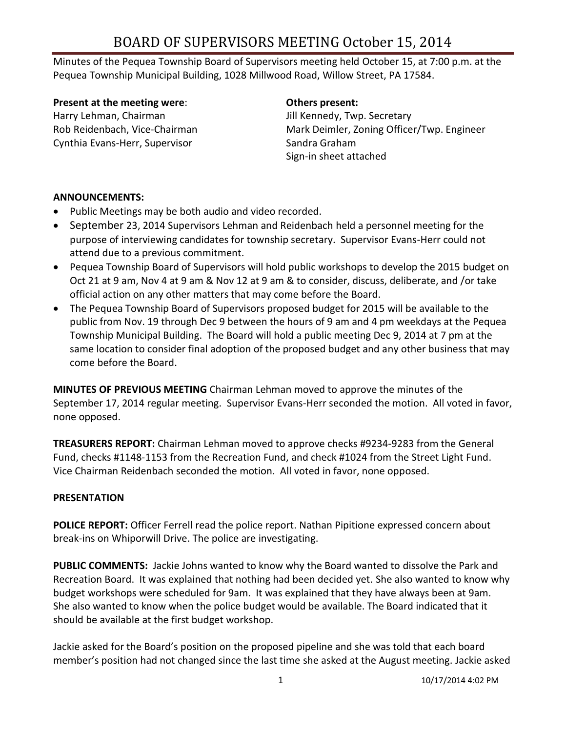# BOARD OF SUPERVISORS MEETING October 15, 2014

Minutes of the Pequea Township Board of Supervisors meeting held October 15, at 7:00 p.m. at the Pequea Township Municipal Building, 1028 Millwood Road, Willow Street, PA 17584.

**Present at the meeting were**:
Harry Lehman, Chairman
Rob Reidenbach, Vice-Chairman
Cynthia Evans-Herr, Supervisor

**Others present:**
Jill Kennedy, Twp. Secretary
Mark Deimler, Zoning Officer/Twp. Engineer
Sandra Graham
Sign-in sheet attached

**ANNOUNCEMENTS:**

- Public Meetings may be both audio and video recorded.
- September 23, 2014 Supervisors Lehman and Reidenbach held a personnel meeting for the purpose of interviewing candidates for township secretary. Supervisor Evans-Herr could not attend due to a previous commitment.
- Pequea Township Board of Supervisors will hold public workshops to develop the 2015 budget on Oct 21 at 9 am, Nov 4 at 9 am & Nov 12 at 9 am & to consider, discuss, deliberate, and /or take official action on any other matters that may come before the Board.
- The Pequea Township Board of Supervisors proposed budget for 2015 will be available to the public from Nov. 19 through Dec 9 between the hours of 9 am and 4 pm weekdays at the Pequea Township Municipal Building. The Board will hold a public meeting Dec 9, 2014 at 7 pm at the same location to consider final adoption of the proposed budget and any other business that may come before the Board.

**MINUTES OF PREVIOUS MEETING** Chairman Lehman moved to approve the minutes of the September 17, 2014 regular meeting. Supervisor Evans-Herr seconded the motion. All voted in favor, none opposed.

**TREASURERS REPORT:** Chairman Lehman moved to approve checks #9234-9283 from the General Fund, checks #1148-1153 from the Recreation Fund, and check #1024 from the Street Light Fund. Vice Chairman Reidenbach seconded the motion. All voted in favor, none opposed.

**PRESENTATION**

**POLICE REPORT:** Officer Ferrell read the police report. Nathan Pipitione expressed concern about break-ins on Whiporwill Drive. The police are investigating.

**PUBLIC COMMENTS:** Jackie Johns wanted to know why the Board wanted to dissolve the Park and Recreation Board. It was explained that nothing had been decided yet. She also wanted to know why budget workshops were scheduled for 9am. It was explained that they have always been at 9am. She also wanted to know when the police budget would be available. The Board indicated that it should be available at the first budget workshop.

Jackie asked for the Board's position on the proposed pipeline and she was told that each board member's position had not changed since the last time she asked at the August meeting. Jackie asked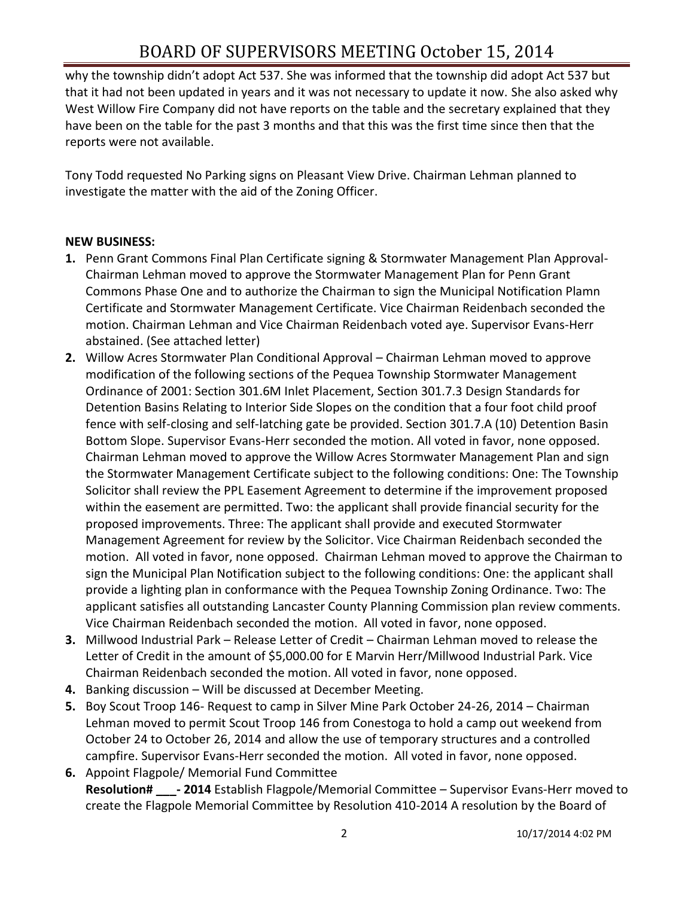why the township didn't adopt Act 537. She was informed that the township did adopt Act 537 but that it had not been updated in years and it was not necessary to update it now. She also asked why West Willow Fire Company did not have reports on the table and the secretary explained that they have been on the table for the past 3 months and that this was the first time since then that the reports were not available.

Tony Todd requested No Parking signs on Pleasant View Drive. Chairman Lehman planned to investigate the matter with the aid of the Zoning Officer.

**NEW BUSINESS:**

1. Penn Grant Commons Final Plan Certificate signing & Stormwater Management Plan Approval- Chairman Lehman moved to approve the Stormwater Management Plan for Penn Grant Commons Phase One and to authorize the Chairman to sign the Municipal Notification Plamn Certificate and Stormwater Management Certificate. Vice Chairman Reidenbach seconded the motion. Chairman Lehman and Vice Chairman Reidenbach voted aye. Supervisor Evans-Herr abstained. (See attached letter)
2. Willow Acres Stormwater Plan Conditional Approval – Chairman Lehman moved to approve modification of the following sections of the Pequea Township Stormwater Management Ordinance of 2001: Section 301.6M Inlet Placement, Section 301.7.3 Design Standards for Detention Basins Relating to Interior Side Slopes on the condition that a four foot child proof fence with self-closing and self-latching gate be provided. Section 301.7.A (10) Detention Basin Bottom Slope. Supervisor Evans-Herr seconded the motion. All voted in favor, none opposed. Chairman Lehman moved to approve the Willow Acres Stormwater Management Plan and sign the Stormwater Management Certificate subject to the following conditions: One: The Township Solicitor shall review the PPL Easement Agreement to determine if the improvement proposed within the easement are permitted. Two: the applicant shall provide financial security for the proposed improvements. Three: The applicant shall provide and executed Stormwater Management Agreement for review by the Solicitor. Vice Chairman Reidenbach seconded the motion. All voted in favor, none opposed. Chairman Lehman moved to approve the Chairman to sign the Municipal Plan Notification subject to the following conditions: One: the applicant shall provide a lighting plan in conformance with the Pequea Township Zoning Ordinance. Two: The applicant satisfies all outstanding Lancaster County Planning Commission plan review comments. Vice Chairman Reidenbach seconded the motion. All voted in favor, none opposed.
3. Millwood Industrial Park – Release Letter of Credit – Chairman Lehman moved to release the Letter of Credit in the amount of $5,000.00 for E Marvin Herr/Millwood Industrial Park. Vice Chairman Reidenbach seconded the motion. All voted in favor, none opposed.
4. Banking discussion – Will be discussed at December Meeting.
5. Boy Scout Troop 146- Request to camp in Silver Mine Park October 24-26, 2014 – Chairman Lehman moved to permit Scout Troop 146 from Conestoga to hold a camp out weekend from October 24 to October 26, 2014 and allow the use of temporary structures and a controlled campfire. Supervisor Evans-Herr seconded the motion. All voted in favor, none opposed.
6. Appoint Flagpole/ Memorial Fund Committee
   **Resolution# ___- 2014** Establish Flagpole/Memorial Committee – Supervisor Evans-Herr moved to create the Flagpole Memorial Committee by Resolution 410-2014 A resolution by the Board of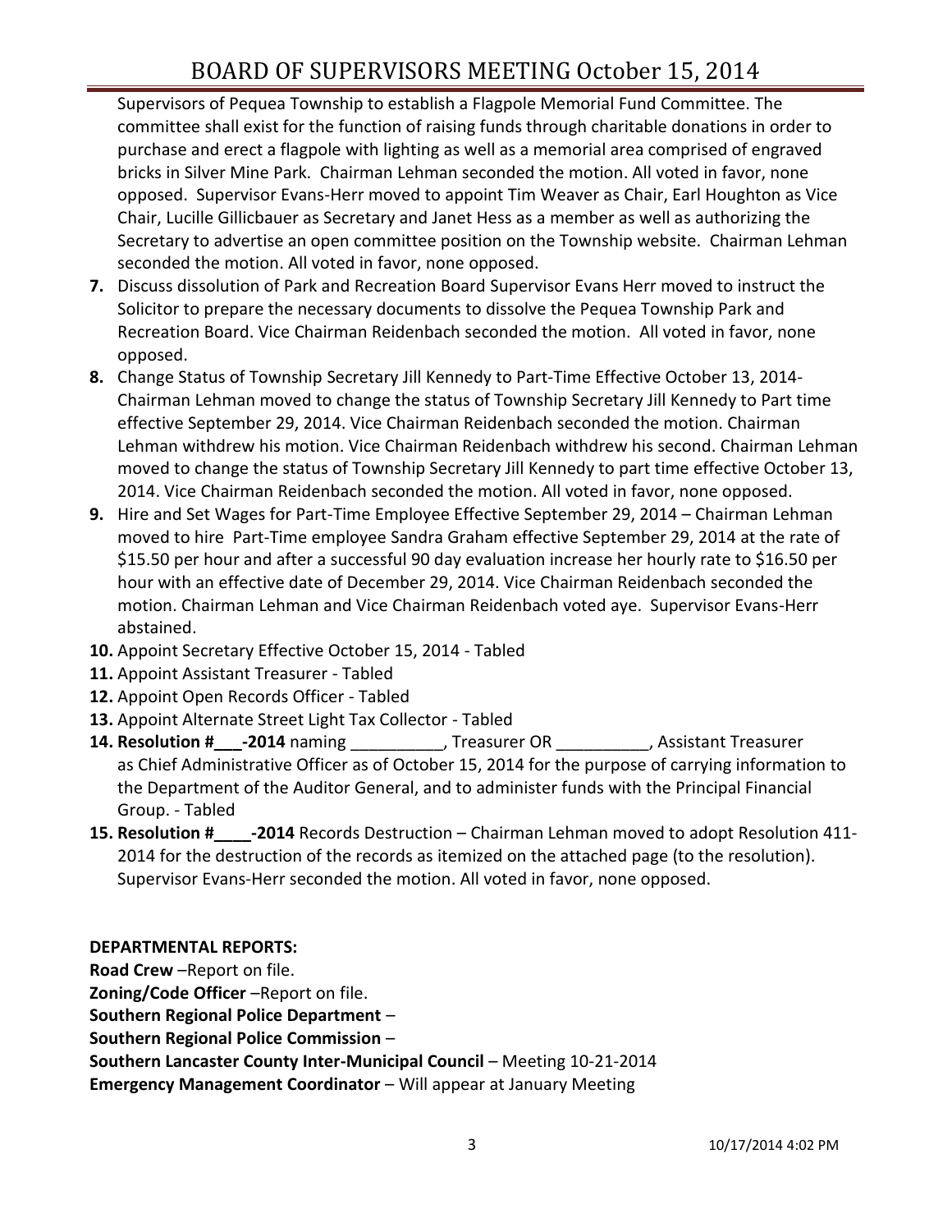Supervisors of Pequea Township to establish a Flagpole Memorial Fund Committee. The committee shall exist for the function of raising funds through charitable donations in order to purchase and erect a flagpole with lighting as well as a memorial area comprised of engraved bricks in Silver Mine Park. Chairman Lehman seconded the motion. All voted in favor, none opposed. Supervisor Evans-Herr moved to appoint Tim Weaver as Chair, Earl Houghton as Vice Chair, Lucille Gillicbauer as Secretary and Janet Hess as a member as well as authorizing the Secretary to advertise an open committee position on the Township website. Chairman Lehman seconded the motion. All voted in favor, none opposed.

7. Discuss dissolution of Park and Recreation Board Supervisor Evans Herr moved to instruct the Solicitor to prepare the necessary documents to dissolve the Pequea Township Park and Recreation Board. Vice Chairman Reidenbach seconded the motion. All voted in favor, none opposed.
8. Change Status of Township Secretary Jill Kennedy to Part-Time Effective October 13, 2014- Chairman Lehman moved to change the status of Township Secretary Jill Kennedy to Part time effective September 29, 2014. Vice Chairman Reidenbach seconded the motion. Chairman Lehman withdrew his motion. Vice Chairman Reidenbach withdrew his second. Chairman Lehman moved to change the status of Township Secretary Jill Kennedy to part time effective October 13, 2014. Vice Chairman Reidenbach seconded the motion. All voted in favor, none opposed.
9. Hire and Set Wages for Part-Time Employee Effective September 29, 2014 – Chairman Lehman moved to hire Part-Time employee Sandra Graham effective September 29, 2014 at the rate of $15.50 per hour and after a successful 90 day evaluation increase her hourly rate to $16.50 per hour with an effective date of December 29, 2014. Vice Chairman Reidenbach seconded the motion. Chairman Lehman and Vice Chairman Reidenbach voted aye. Supervisor Evans-Herr abstained.
10. Appoint Secretary Effective October 15, 2014 - Tabled
11. Appoint Assistant Treasurer - Tabled
12. Appoint Open Records Officer - Tabled
13. Appoint Alternate Street Light Tax Collector - Tabled
14. **Resolution #___-2014** naming __________, Treasurer OR __________, Assistant Treasurer as Chief Administrative Officer as of October 15, 2014 for the purpose of carrying information to the Department of the Auditor General, and to administer funds with the Principal Financial Group. - Tabled
15. **Resolution #____-2014** Records Destruction – Chairman Lehman moved to adopt Resolution 411-2014 for the destruction of the records as itemized on the attached page (to the resolution). Supervisor Evans-Herr seconded the motion. All voted in favor, none opposed.

**DEPARTMENTAL REPORTS:**

**Road Crew** –Report on file.

**Zoning/Code Officer** –Report on file.

**Southern Regional Police Department** –

**Southern Regional Police Commission** –

**Southern Lancaster County Inter-Municipal Council** – Meeting 10-21-2014

**Emergency Management Coordinator** – Will appear at January Meeting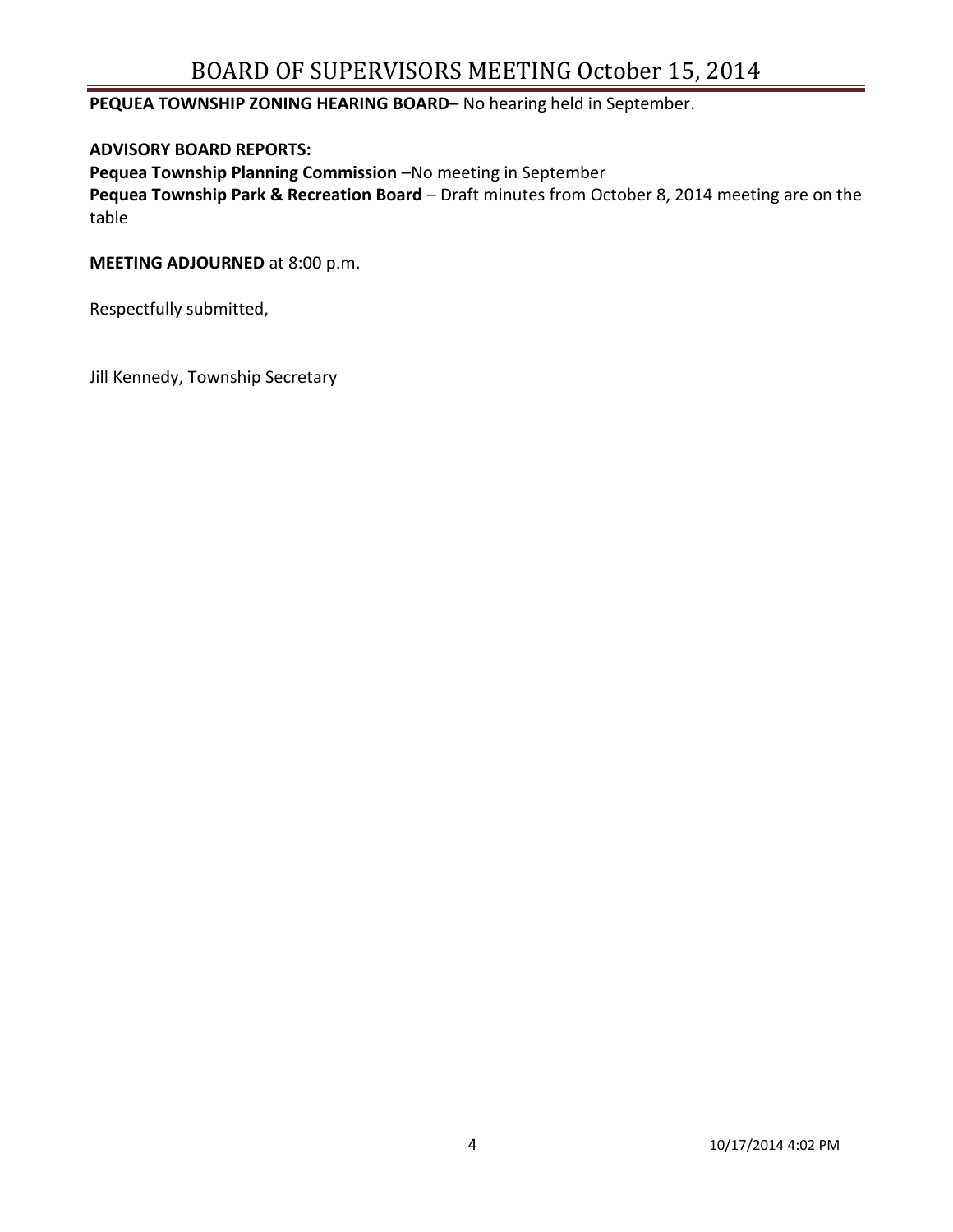**PEQUEA TOWNSHIP ZONING HEARING BOARD**– No hearing held in September.

**ADVISORY BOARD REPORTS:**

**Pequea Township Planning Commission** –No meeting in September

**Pequea Township Park & Recreation Board** – Draft minutes from October 8, 2014 meeting are on the table

**MEETING ADJOURNED** at 8:00 p.m.

Respectfully submitted,

Jill Kennedy, Township Secretary